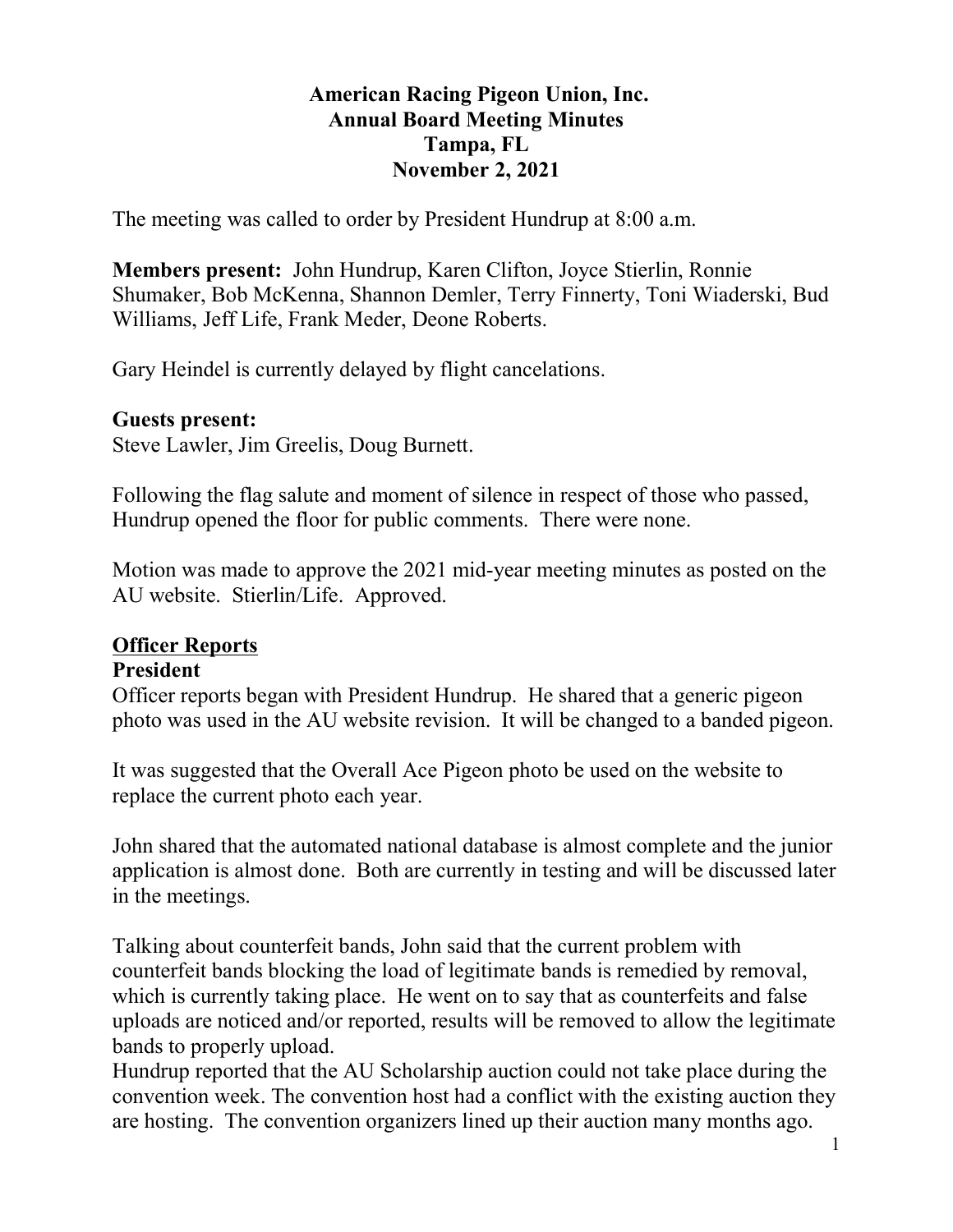# American Racing Pigeon Union, Inc.
## Annual Board Meeting Minutes
## Tampa, FL
## November 2, 2021

The meeting was called to order by President Hundrup at 8:00 a.m.

**Members present:** John Hundrup, Karen Clifton, Joyce Stierlin, Ronnie Shumaker, Bob McKenna, Shannon Demler, Terry Finnerty, Toni Wiaderski, Bud Williams, Jeff Life, Frank Meder, Deone Roberts.

Gary Heindel is currently delayed by flight cancelations.

**Guests present:**
Steve Lawler, Jim Greelis, Doug Burnett.

Following the flag salute and moment of silence in respect of those who passed, Hundrup opened the floor for public comments. There were none.

Motion was made to approve the 2021 mid-year meeting minutes as posted on the AU website. Stierlin/Life. Approved.

## Officer Reports

### President

Officer reports began with President Hundrup. He shared that a generic pigeon photo was used in the AU website revision. It will be changed to a banded pigeon.

It was suggested that the Overall Ace Pigeon photo be used on the website to replace the current photo each year.

John shared that the automated national database is almost complete and the junior application is almost done. Both are currently in testing and will be discussed later in the meetings.

Talking about counterfeit bands, John said that the current problem with counterfeit bands blocking the load of legitimate bands is remedied by removal, which is currently taking place. He went on to say that as counterfeits and false uploads are noticed and/or reported, results will be removed to allow the legitimate bands to properly upload.
Hundrup reported that the AU Scholarship auction could not take place during the convention week. The convention host had a conflict with the existing auction they are hosting. The convention organizers lined up their auction many months ago.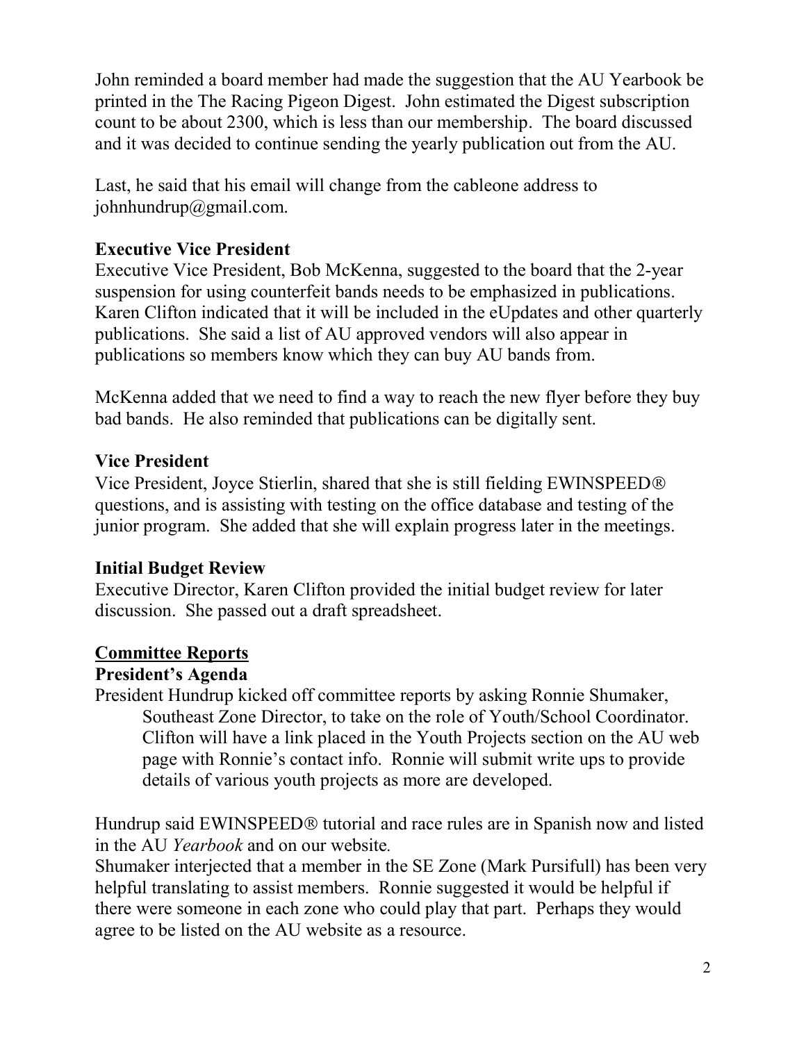John reminded a board member had made the suggestion that the AU Yearbook be printed in the The Racing Pigeon Digest. John estimated the Digest subscription count to be about 2300, which is less than our membership. The board discussed and it was decided to continue sending the yearly publication out from the AU.

Last, he said that his email will change from the cableone address to johnhundrup@gmail.com.

**Executive Vice President**

Executive Vice President, Bob McKenna, suggested to the board that the 2-year suspension for using counterfeit bands needs to be emphasized in publications. Karen Clifton indicated that it will be included in the eUpdates and other quarterly publications. She said a list of AU approved vendors will also appear in publications so members know which they can buy AU bands from.

McKenna added that we need to find a way to reach the new flyer before they buy bad bands. He also reminded that publications can be digitally sent.

**Vice President**

Vice President, Joyce Stierlin, shared that she is still fielding EWINSPEED® questions, and is assisting with testing on the office database and testing of the junior program. She added that she will explain progress later in the meetings.

**Initial Budget Review**

Executive Director, Karen Clifton provided the initial budget review for later discussion. She passed out a draft spreadsheet.

**<u>Committee Reports</u>**

**President's Agenda**

President Hundrup kicked off committee reports by asking Ronnie Shumaker, Southeast Zone Director, to take on the role of Youth/School Coordinator. Clifton will have a link placed in the Youth Projects section on the AU web page with Ronnie's contact info. Ronnie will submit write ups to provide details of various youth projects as more are developed.

Hundrup said EWINSPEED® tutorial and race rules are in Spanish now and listed in the AU *Yearbook* and on our website.

Shumaker interjected that a member in the SE Zone (Mark Pursifull) has been very helpful translating to assist members. Ronnie suggested it would be helpful if there were someone in each zone who could play that part. Perhaps they would agree to be listed on the AU website as a resource.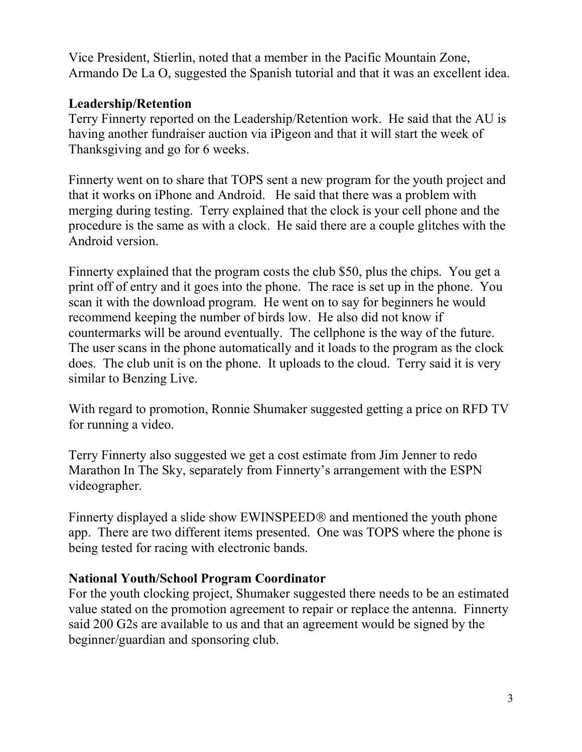Vice President, Stierlin, noted that a member in the Pacific Mountain Zone, Armando De La O, suggested the Spanish tutorial and that it was an excellent idea.

**Leadership/Retention**

Terry Finnerty reported on the Leadership/Retention work. He said that the AU is having another fundraiser auction via iPigeon and that it will start the week of Thanksgiving and go for 6 weeks.

Finnerty went on to share that TOPS sent a new program for the youth project and that it works on iPhone and Android. He said that there was a problem with merging during testing. Terry explained that the clock is your cell phone and the procedure is the same as with a clock. He said there are a couple glitches with the Android version.

Finnerty explained that the program costs the club $50, plus the chips. You get a print off of entry and it goes into the phone. The race is set up in the phone. You scan it with the download program. He went on to say for beginners he would recommend keeping the number of birds low. He also did not know if countermarks will be around eventually. The cellphone is the way of the future. The user scans in the phone automatically and it loads to the program as the clock does. The club unit is on the phone. It uploads to the cloud. Terry said it is very similar to Benzing Live.

With regard to promotion, Ronnie Shumaker suggested getting a price on RFD TV for running a video.

Terry Finnerty also suggested we get a cost estimate from Jim Jenner to redo Marathon In The Sky, separately from Finnerty's arrangement with the ESPN videographer.

Finnerty displayed a slide show EWINSPEED® and mentioned the youth phone app. There are two different items presented. One was TOPS where the phone is being tested for racing with electronic bands.

**National Youth/School Program Coordinator**

For the youth clocking project, Shumaker suggested there needs to be an estimated value stated on the promotion agreement to repair or replace the antenna. Finnerty said 200 G2s are available to us and that an agreement would be signed by the beginner/guardian and sponsoring club.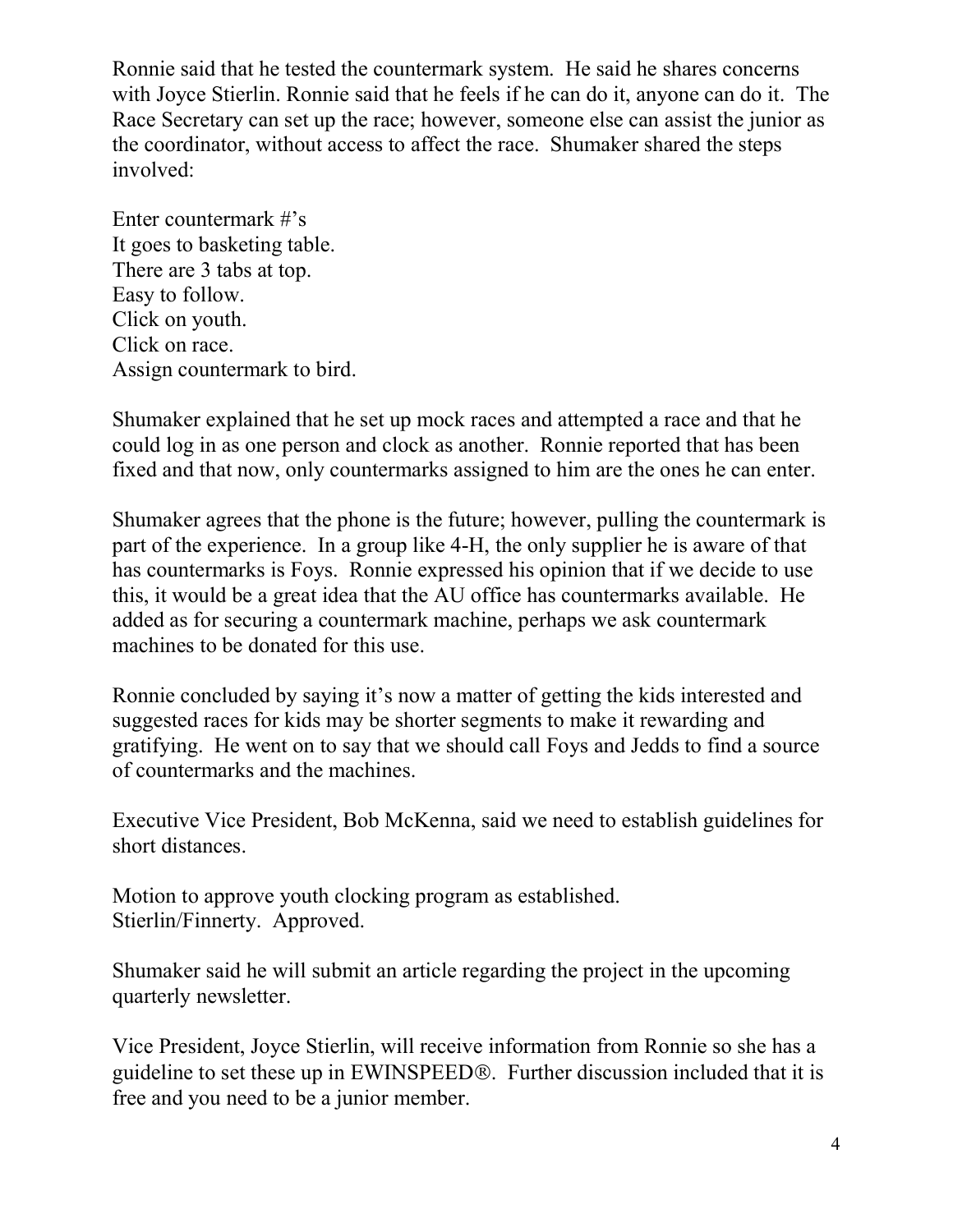Ronnie said that he tested the countermark system. He said he shares concerns with Joyce Stierlin. Ronnie said that he feels if he can do it, anyone can do it. The Race Secretary can set up the race; however, someone else can assist the junior as the coordinator, without access to affect the race. Shumaker shared the steps involved:

Enter countermark #'s
It goes to basketing table.
There are 3 tabs at top.
Easy to follow.
Click on youth.
Click on race.
Assign countermark to bird.

Shumaker explained that he set up mock races and attempted a race and that he could log in as one person and clock as another. Ronnie reported that has been fixed and that now, only countermarks assigned to him are the ones he can enter.

Shumaker agrees that the phone is the future; however, pulling the countermark is part of the experience. In a group like 4-H, the only supplier he is aware of that has countermarks is Foys. Ronnie expressed his opinion that if we decide to use this, it would be a great idea that the AU office has countermarks available. He added as for securing a countermark machine, perhaps we ask countermark machines to be donated for this use.

Ronnie concluded by saying it's now a matter of getting the kids interested and suggested races for kids may be shorter segments to make it rewarding and gratifying. He went on to say that we should call Foys and Jedds to find a source of countermarks and the machines.

Executive Vice President, Bob McKenna, said we need to establish guidelines for short distances.

Motion to approve youth clocking program as established.
Stierlin/Finnerty. Approved.

Shumaker said he will submit an article regarding the project in the upcoming quarterly newsletter.

Vice President, Joyce Stierlin, will receive information from Ronnie so she has a guideline to set these up in EWINSPEED®. Further discussion included that it is free and you need to be a junior member.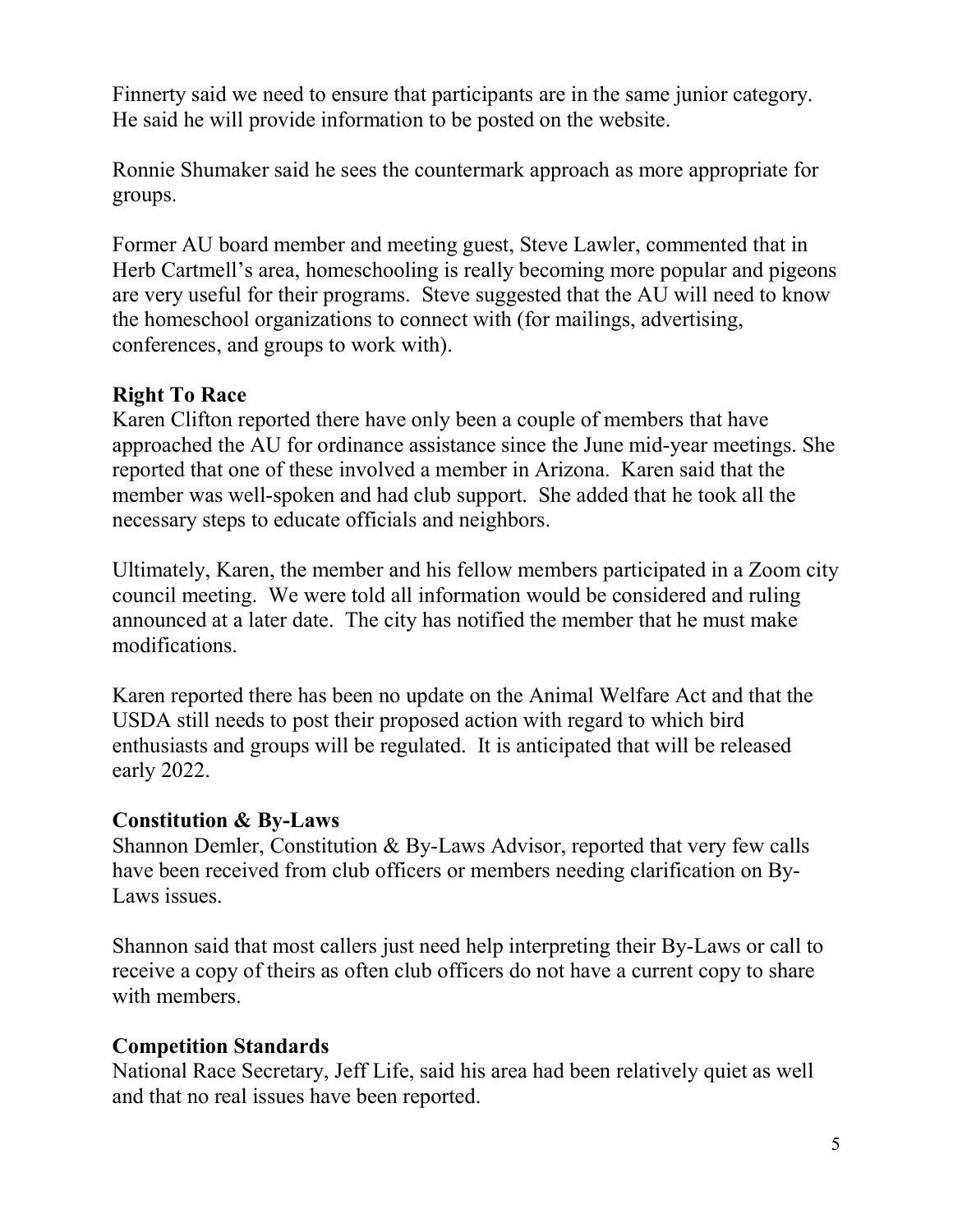Finnerty said we need to ensure that participants are in the same junior category. He said he will provide information to be posted on the website.

Ronnie Shumaker said he sees the countermark approach as more appropriate for groups.

Former AU board member and meeting guest, Steve Lawler, commented that in Herb Cartmell's area, homeschooling is really becoming more popular and pigeons are very useful for their programs. Steve suggested that the AU will need to know the homeschool organizations to connect with (for mailings, advertising, conferences, and groups to work with).

**Right To Race**

Karen Clifton reported there have only been a couple of members that have approached the AU for ordinance assistance since the June mid-year meetings. She reported that one of these involved a member in Arizona. Karen said that the member was well-spoken and had club support. She added that he took all the necessary steps to educate officials and neighbors.

Ultimately, Karen, the member and his fellow members participated in a Zoom city council meeting. We were told all information would be considered and ruling announced at a later date. The city has notified the member that he must make modifications.

Karen reported there has been no update on the Animal Welfare Act and that the USDA still needs to post their proposed action with regard to which bird enthusiasts and groups will be regulated. It is anticipated that will be released early 2022.

**Constitution & By-Laws**

Shannon Demler, Constitution & By-Laws Advisor, reported that very few calls have been received from club officers or members needing clarification on By-Laws issues.

Shannon said that most callers just need help interpreting their By-Laws or call to receive a copy of theirs as often club officers do not have a current copy to share with members.

**Competition Standards**

National Race Secretary, Jeff Life, said his area had been relatively quiet as well and that no real issues have been reported.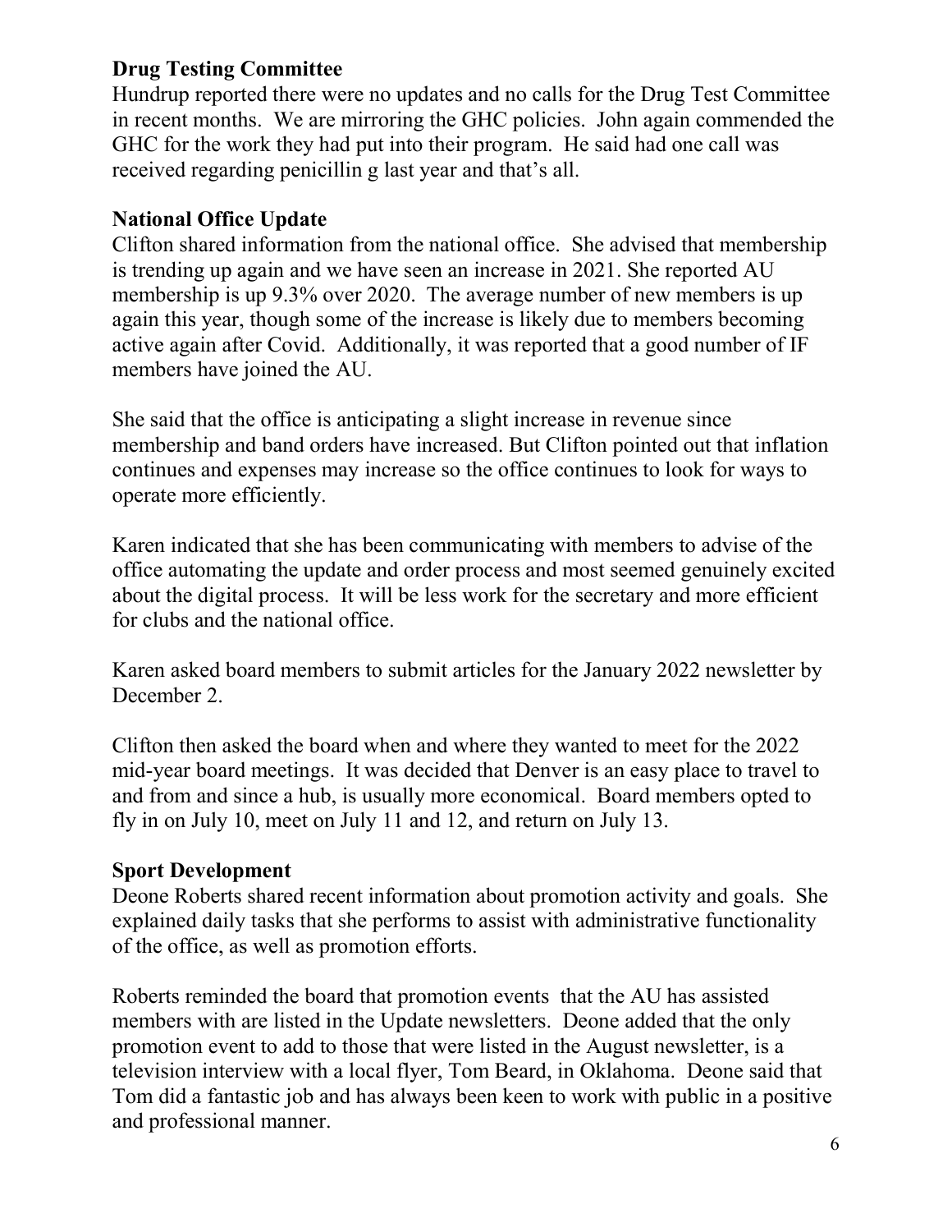**Drug Testing Committee**

Hundrup reported there were no updates and no calls for the Drug Test Committee in recent months. We are mirroring the GHC policies. John again commended the GHC for the work they had put into their program. He said had one call was received regarding penicillin g last year and that's all.

**National Office Update**

Clifton shared information from the national office. She advised that membership is trending up again and we have seen an increase in 2021. She reported AU membership is up 9.3% over 2020. The average number of new members is up again this year, though some of the increase is likely due to members becoming active again after Covid. Additionally, it was reported that a good number of IF members have joined the AU.

She said that the office is anticipating a slight increase in revenue since membership and band orders have increased. But Clifton pointed out that inflation continues and expenses may increase so the office continues to look for ways to operate more efficiently.

Karen indicated that she has been communicating with members to advise of the office automating the update and order process and most seemed genuinely excited about the digital process. It will be less work for the secretary and more efficient for clubs and the national office.

Karen asked board members to submit articles for the January 2022 newsletter by December 2.

Clifton then asked the board when and where they wanted to meet for the 2022 mid-year board meetings. It was decided that Denver is an easy place to travel to and from and since a hub, is usually more economical. Board members opted to fly in on July 10, meet on July 11 and 12, and return on July 13.

**Sport Development**

Deone Roberts shared recent information about promotion activity and goals. She explained daily tasks that she performs to assist with administrative functionality of the office, as well as promotion efforts.

Roberts reminded the board that promotion events that the AU has assisted members with are listed in the Update newsletters. Deone added that the only promotion event to add to those that were listed in the August newsletter, is a television interview with a local flyer, Tom Beard, in Oklahoma. Deone said that Tom did a fantastic job and has always been keen to work with public in a positive and professional manner.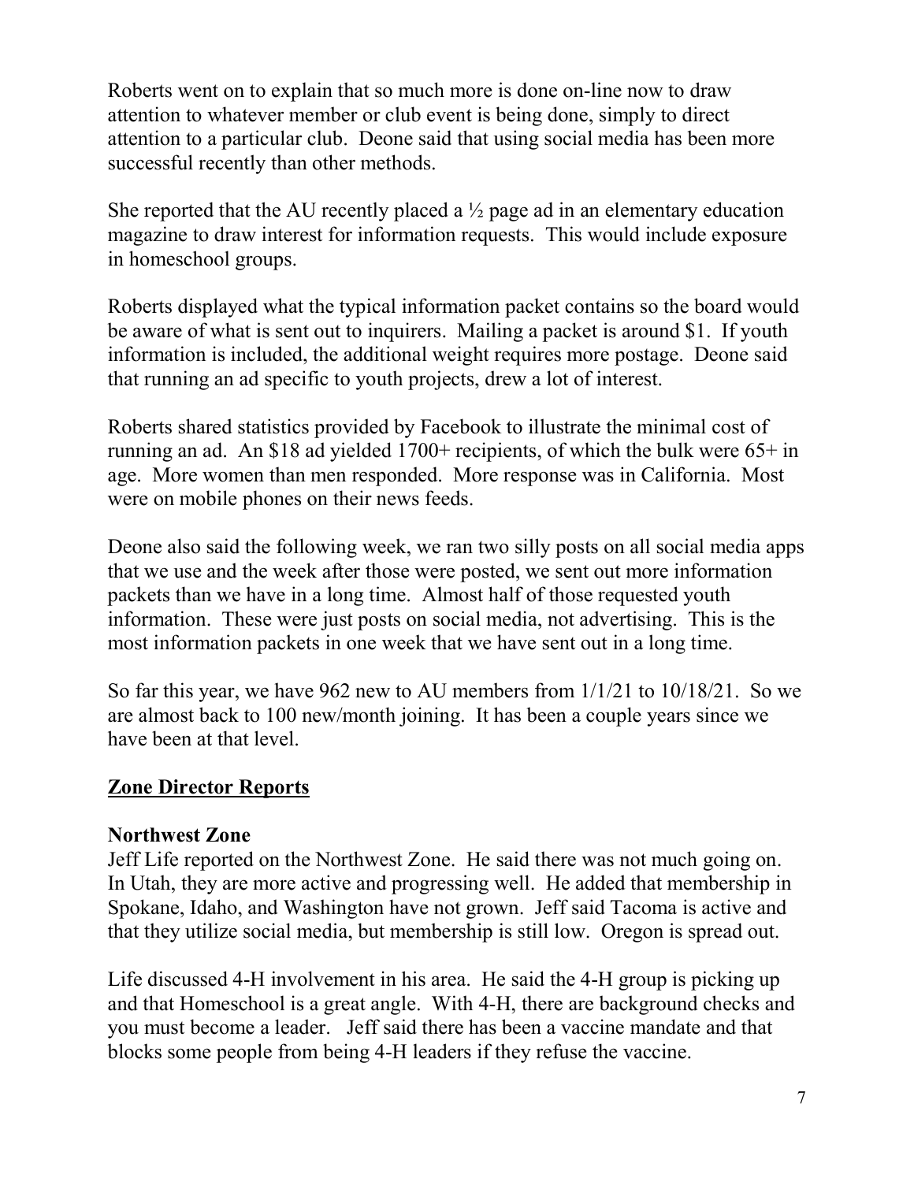Roberts went on to explain that so much more is done on-line now to draw attention to whatever member or club event is being done, simply to direct attention to a particular club. Deone said that using social media has been more successful recently than other methods.

She reported that the AU recently placed a ½ page ad in an elementary education magazine to draw interest for information requests. This would include exposure in homeschool groups.

Roberts displayed what the typical information packet contains so the board would be aware of what is sent out to inquirers. Mailing a packet is around $1. If youth information is included, the additional weight requires more postage. Deone said that running an ad specific to youth projects, drew a lot of interest.

Roberts shared statistics provided by Facebook to illustrate the minimal cost of running an ad. An $18 ad yielded 1700+ recipients, of which the bulk were 65+ in age. More women than men responded. More response was in California. Most were on mobile phones on their news feeds.

Deone also said the following week, we ran two silly posts on all social media apps that we use and the week after those were posted, we sent out more information packets than we have in a long time. Almost half of those requested youth information. These were just posts on social media, not advertising. This is the most information packets in one week that we have sent out in a long time.

So far this year, we have 962 new to AU members from 1/1/21 to 10/18/21. So we are almost back to 100 new/month joining. It has been a couple years since we have been at that level.

## Zone Director Reports

### Northwest Zone

Jeff Life reported on the Northwest Zone. He said there was not much going on. In Utah, they are more active and progressing well. He added that membership in Spokane, Idaho, and Washington have not grown. Jeff said Tacoma is active and that they utilize social media, but membership is still low. Oregon is spread out.

Life discussed 4-H involvement in his area. He said the 4-H group is picking up and that Homeschool is a great angle. With 4-H, there are background checks and you must become a leader. Jeff said there has been a vaccine mandate and that blocks some people from being 4-H leaders if they refuse the vaccine.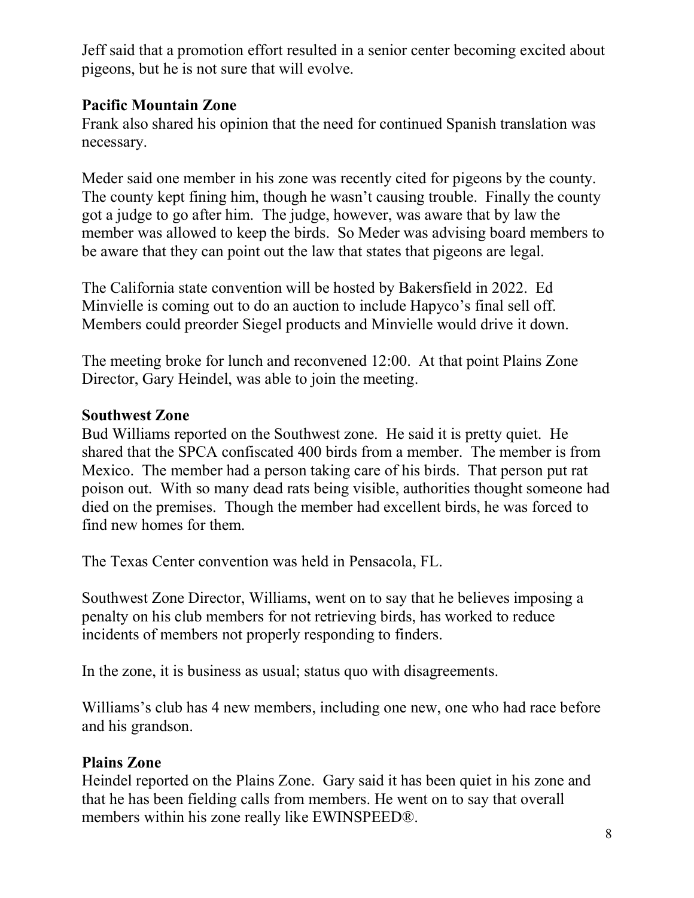Jeff said that a promotion effort resulted in a senior center becoming excited about pigeons, but he is not sure that will evolve.

**Pacific Mountain Zone**

Frank also shared his opinion that the need for continued Spanish translation was necessary.

Meder said one member in his zone was recently cited for pigeons by the county. The county kept fining him, though he wasn't causing trouble. Finally the county got a judge to go after him. The judge, however, was aware that by law the member was allowed to keep the birds. So Meder was advising board members to be aware that they can point out the law that states that pigeons are legal.

The California state convention will be hosted by Bakersfield in 2022. Ed Minvielle is coming out to do an auction to include Hapyco's final sell off. Members could preorder Siegel products and Minvielle would drive it down.

The meeting broke for lunch and reconvened 12:00. At that point Plains Zone Director, Gary Heindel, was able to join the meeting.

**Southwest Zone**

Bud Williams reported on the Southwest zone. He said it is pretty quiet. He shared that the SPCA confiscated 400 birds from a member. The member is from Mexico. The member had a person taking care of his birds. That person put rat poison out. With so many dead rats being visible, authorities thought someone had died on the premises. Though the member had excellent birds, he was forced to find new homes for them.

The Texas Center convention was held in Pensacola, FL.

Southwest Zone Director, Williams, went on to say that he believes imposing a penalty on his club members for not retrieving birds, has worked to reduce incidents of members not properly responding to finders.

In the zone, it is business as usual; status quo with disagreements.

Williams's club has 4 new members, including one new, one who had race before and his grandson.

**Plains Zone**

Heindel reported on the Plains Zone. Gary said it has been quiet in his zone and that he has been fielding calls from members. He went on to say that overall members within his zone really like EWINSPEED®.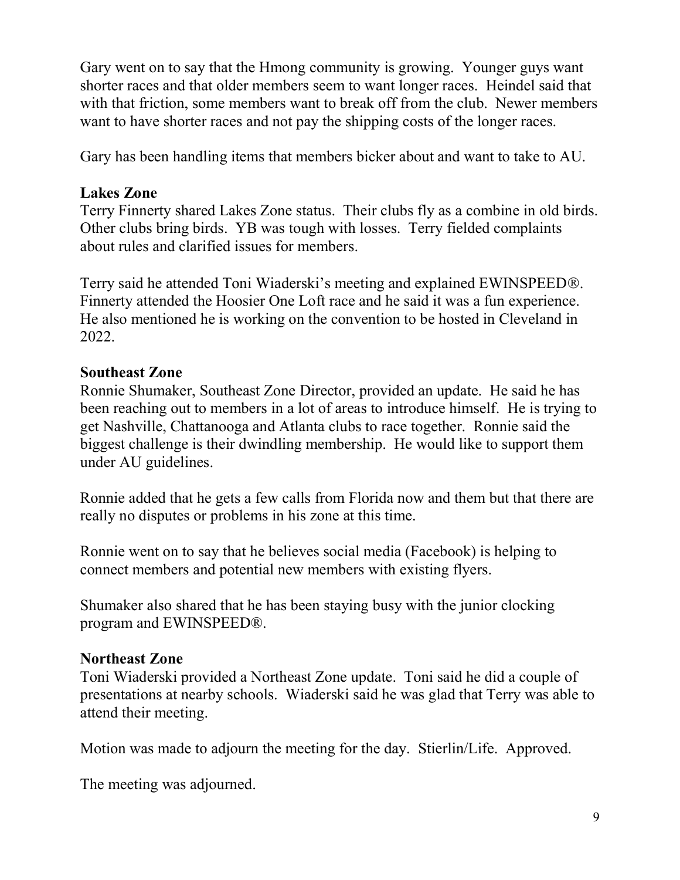Gary went on to say that the Hmong community is growing. Younger guys want shorter races and that older members seem to want longer races. Heindel said that with that friction, some members want to break off from the club. Newer members want to have shorter races and not pay the shipping costs of the longer races.

Gary has been handling items that members bicker about and want to take to AU.

**Lakes Zone**

Terry Finnerty shared Lakes Zone status. Their clubs fly as a combine in old birds. Other clubs bring birds. YB was tough with losses. Terry fielded complaints about rules and clarified issues for members.

Terry said he attended Toni Wiaderski's meeting and explained EWINSPEED®. Finnerty attended the Hoosier One Loft race and he said it was a fun experience. He also mentioned he is working on the convention to be hosted in Cleveland in 2022.

**Southeast Zone**

Ronnie Shumaker, Southeast Zone Director, provided an update. He said he has been reaching out to members in a lot of areas to introduce himself. He is trying to get Nashville, Chattanooga and Atlanta clubs to race together. Ronnie said the biggest challenge is their dwindling membership. He would like to support them under AU guidelines.

Ronnie added that he gets a few calls from Florida now and them but that there are really no disputes or problems in his zone at this time.

Ronnie went on to say that he believes social media (Facebook) is helping to connect members and potential new members with existing flyers.

Shumaker also shared that he has been staying busy with the junior clocking program and EWINSPEED®.

**Northeast Zone**

Toni Wiaderski provided a Northeast Zone update. Toni said he did a couple of presentations at nearby schools. Wiaderski said he was glad that Terry was able to attend their meeting.

Motion was made to adjourn the meeting for the day. Stierlin/Life. Approved.

The meeting was adjourned.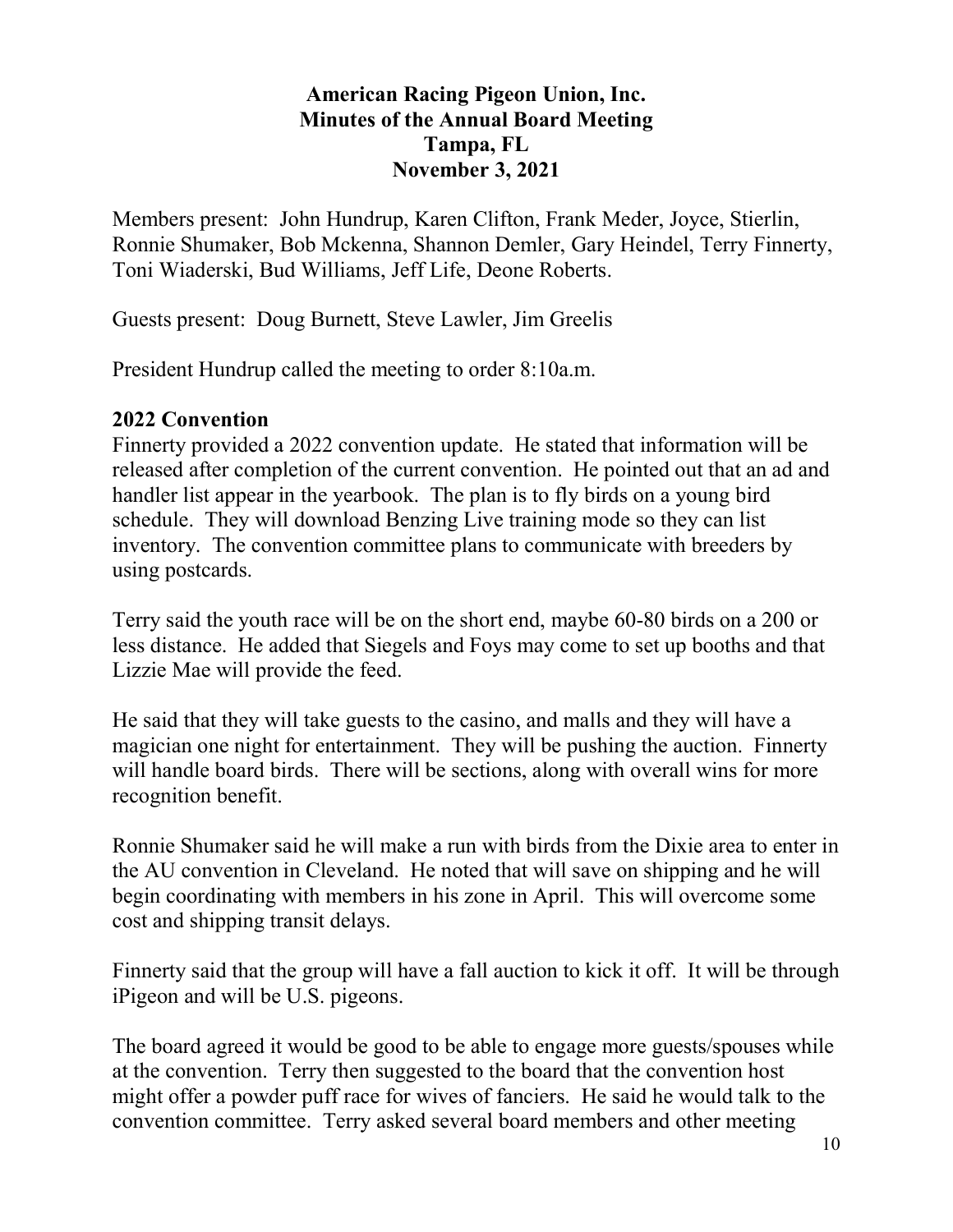**American Racing Pigeon Union, Inc.**
**Minutes of the Annual Board Meeting**
**Tampa, FL**
**November 3, 2021**

Members present: John Hundrup, Karen Clifton, Frank Meder, Joyce, Stierlin, Ronnie Shumaker, Bob Mckenna, Shannon Demler, Gary Heindel, Terry Finnerty, Toni Wiaderski, Bud Williams, Jeff Life, Deone Roberts.

Guests present: Doug Burnett, Steve Lawler, Jim Greelis

President Hundrup called the meeting to order 8:10a.m.

## 2022 Convention

Finnerty provided a 2022 convention update. He stated that information will be released after completion of the current convention. He pointed out that an ad and handler list appear in the yearbook. The plan is to fly birds on a young bird schedule. They will download Benzing Live training mode so they can list inventory. The convention committee plans to communicate with breeders by using postcards.

Terry said the youth race will be on the short end, maybe 60-80 birds on a 200 or less distance. He added that Siegels and Foys may come to set up booths and that Lizzie Mae will provide the feed.

He said that they will take guests to the casino, and malls and they will have a magician one night for entertainment. They will be pushing the auction. Finnerty will handle board birds. There will be sections, along with overall wins for more recognition benefit.

Ronnie Shumaker said he will make a run with birds from the Dixie area to enter in the AU convention in Cleveland. He noted that will save on shipping and he will begin coordinating with members in his zone in April. This will overcome some cost and shipping transit delays.

Finnerty said that the group will have a fall auction to kick it off. It will be through iPigeon and will be U.S. pigeons.

The board agreed it would be good to be able to engage more guests/spouses while at the convention. Terry then suggested to the board that the convention host might offer a powder puff race for wives of fanciers. He said he would talk to the convention committee. Terry asked several board members and other meeting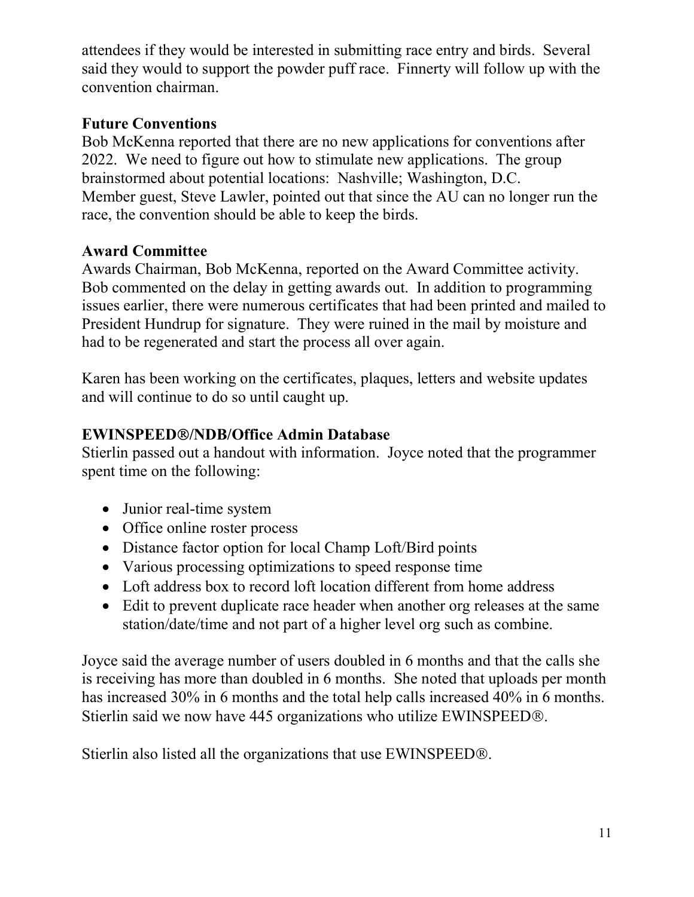attendees if they would be interested in submitting race entry and birds. Several said they would to support the powder puff race. Finnerty will follow up with the convention chairman.

**Future Conventions**

Bob McKenna reported that there are no new applications for conventions after 2022. We need to figure out how to stimulate new applications. The group brainstormed about potential locations: Nashville; Washington, D.C.
Member guest, Steve Lawler, pointed out that since the AU can no longer run the race, the convention should be able to keep the birds.

**Award Committee**

Awards Chairman, Bob McKenna, reported on the Award Committee activity. Bob commented on the delay in getting awards out. In addition to programming issues earlier, there were numerous certificates that had been printed and mailed to President Hundrup for signature. They were ruined in the mail by moisture and had to be regenerated and start the process all over again.

Karen has been working on the certificates, plaques, letters and website updates and will continue to do so until caught up.

**EWINSPEED®/NDB/Office Admin Database**

Stierlin passed out a handout with information. Joyce noted that the programmer spent time on the following:

- Junior real-time system
- Office online roster process
- Distance factor option for local Champ Loft/Bird points
- Various processing optimizations to speed response time
- Loft address box to record loft location different from home address
- Edit to prevent duplicate race header when another org releases at the same station/date/time and not part of a higher level org such as combine.

Joyce said the average number of users doubled in 6 months and that the calls she is receiving has more than doubled in 6 months. She noted that uploads per month has increased 30% in 6 months and the total help calls increased 40% in 6 months. Stierlin said we now have 445 organizations who utilize EWINSPEED®.

Stierlin also listed all the organizations that use EWINSPEED®.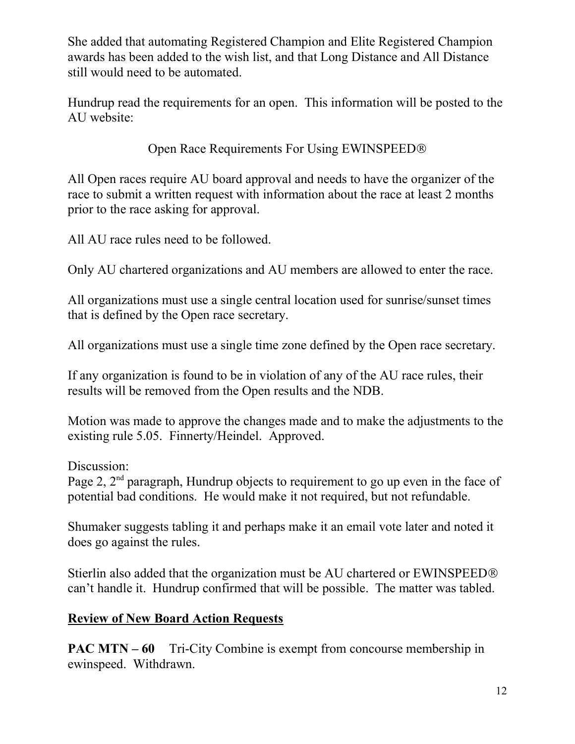She added that automating Registered Champion and Elite Registered Champion awards has been added to the wish list, and that Long Distance and All Distance still would need to be automated.

Hundrup read the requirements for an open. This information will be posted to the AU website:

Open Race Requirements For Using EWINSPEED®

All Open races require AU board approval and needs to have the organizer of the race to submit a written request with information about the race at least 2 months prior to the race asking for approval.

All AU race rules need to be followed.

Only AU chartered organizations and AU members are allowed to enter the race.

All organizations must use a single central location used for sunrise/sunset times that is defined by the Open race secretary.

All organizations must use a single time zone defined by the Open race secretary.

If any organization is found to be in violation of any of the AU race rules, their results will be removed from the Open results and the NDB.

Motion was made to approve the changes made and to make the adjustments to the existing rule 5.05. Finnerty/Heindel. Approved.

Discussion:
Page 2, 2nd paragraph, Hundrup objects to requirement to go up even in the face of potential bad conditions. He would make it not required, but not refundable.

Shumaker suggests tabling it and perhaps make it an email vote later and noted it does go against the rules.

Stierlin also added that the organization must be AU chartered or EWINSPEED® can't handle it. Hundrup confirmed that will be possible. The matter was tabled.

## Review of New Board Action Requests

**PAC MTN – 60** Tri-City Combine is exempt from concourse membership in ewinspeed. Withdrawn.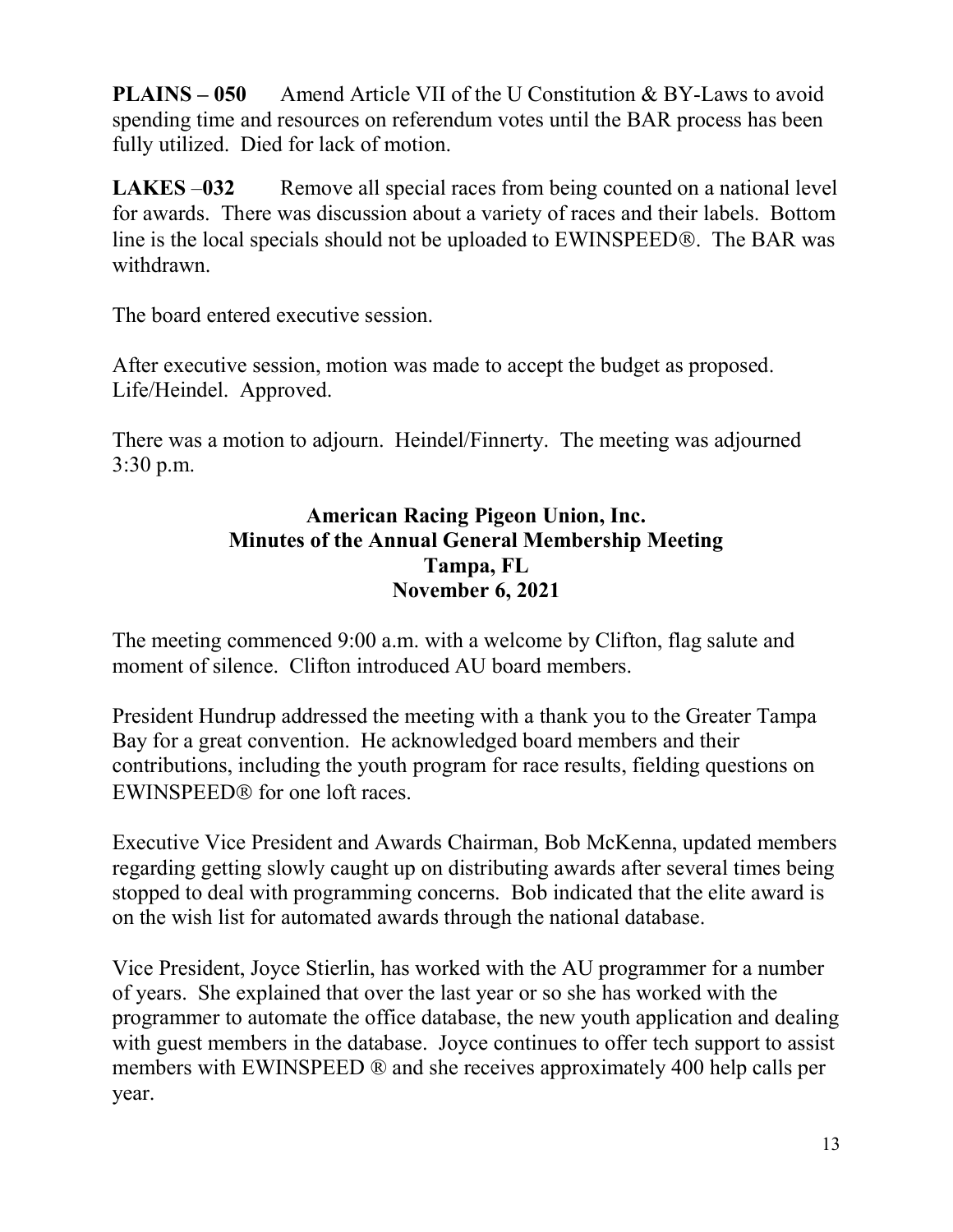**PLAINS – 050** Amend Article VII of the U Constitution & BY-Laws to avoid spending time and resources on referendum votes until the BAR process has been fully utilized. Died for lack of motion.

**LAKES –032** Remove all special races from being counted on a national level for awards. There was discussion about a variety of races and their labels. Bottom line is the local specials should not be uploaded to EWINSPEED®. The BAR was withdrawn.

The board entered executive session.

After executive session, motion was made to accept the budget as proposed. Life/Heindel. Approved.

There was a motion to adjourn. Heindel/Finnerty. The meeting was adjourned 3:30 p.m.

## American Racing Pigeon Union, Inc.
## Minutes of the Annual General Membership Meeting
## Tampa, FL
## November 6, 2021

The meeting commenced 9:00 a.m. with a welcome by Clifton, flag salute and moment of silence. Clifton introduced AU board members.

President Hundrup addressed the meeting with a thank you to the Greater Tampa Bay for a great convention. He acknowledged board members and their contributions, including the youth program for race results, fielding questions on EWINSPEED® for one loft races.

Executive Vice President and Awards Chairman, Bob McKenna, updated members regarding getting slowly caught up on distributing awards after several times being stopped to deal with programming concerns. Bob indicated that the elite award is on the wish list for automated awards through the national database.

Vice President, Joyce Stierlin, has worked with the AU programmer for a number of years. She explained that over the last year or so she has worked with the programmer to automate the office database, the new youth application and dealing with guest members in the database. Joyce continues to offer tech support to assist members with EWINSPEED ® and she receives approximately 400 help calls per year.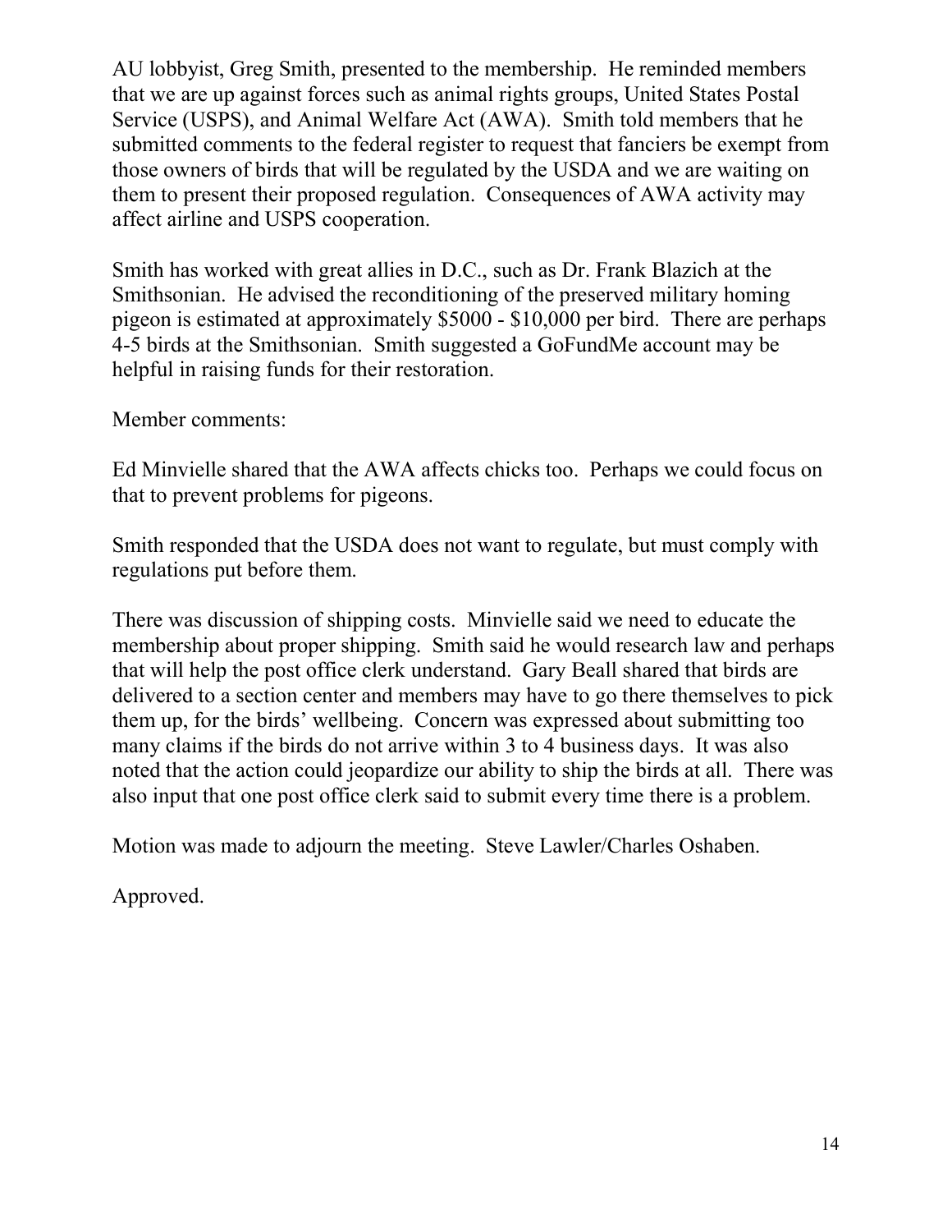AU lobbyist, Greg Smith, presented to the membership. He reminded members that we are up against forces such as animal rights groups, United States Postal Service (USPS), and Animal Welfare Act (AWA). Smith told members that he submitted comments to the federal register to request that fanciers be exempt from those owners of birds that will be regulated by the USDA and we are waiting on them to present their proposed regulation. Consequences of AWA activity may affect airline and USPS cooperation.

Smith has worked with great allies in D.C., such as Dr. Frank Blazich at the Smithsonian. He advised the reconditioning of the preserved military homing pigeon is estimated at approximately $5000 - $10,000 per bird. There are perhaps 4-5 birds at the Smithsonian. Smith suggested a GoFundMe account may be helpful in raising funds for their restoration.

Member comments:

Ed Minvielle shared that the AWA affects chicks too. Perhaps we could focus on that to prevent problems for pigeons.

Smith responded that the USDA does not want to regulate, but must comply with regulations put before them.

There was discussion of shipping costs. Minvielle said we need to educate the membership about proper shipping. Smith said he would research law and perhaps that will help the post office clerk understand. Gary Beall shared that birds are delivered to a section center and members may have to go there themselves to pick them up, for the birds' wellbeing. Concern was expressed about submitting too many claims if the birds do not arrive within 3 to 4 business days. It was also noted that the action could jeopardize our ability to ship the birds at all. There was also input that one post office clerk said to submit every time there is a problem.

Motion was made to adjourn the meeting. Steve Lawler/Charles Oshaben.

Approved.